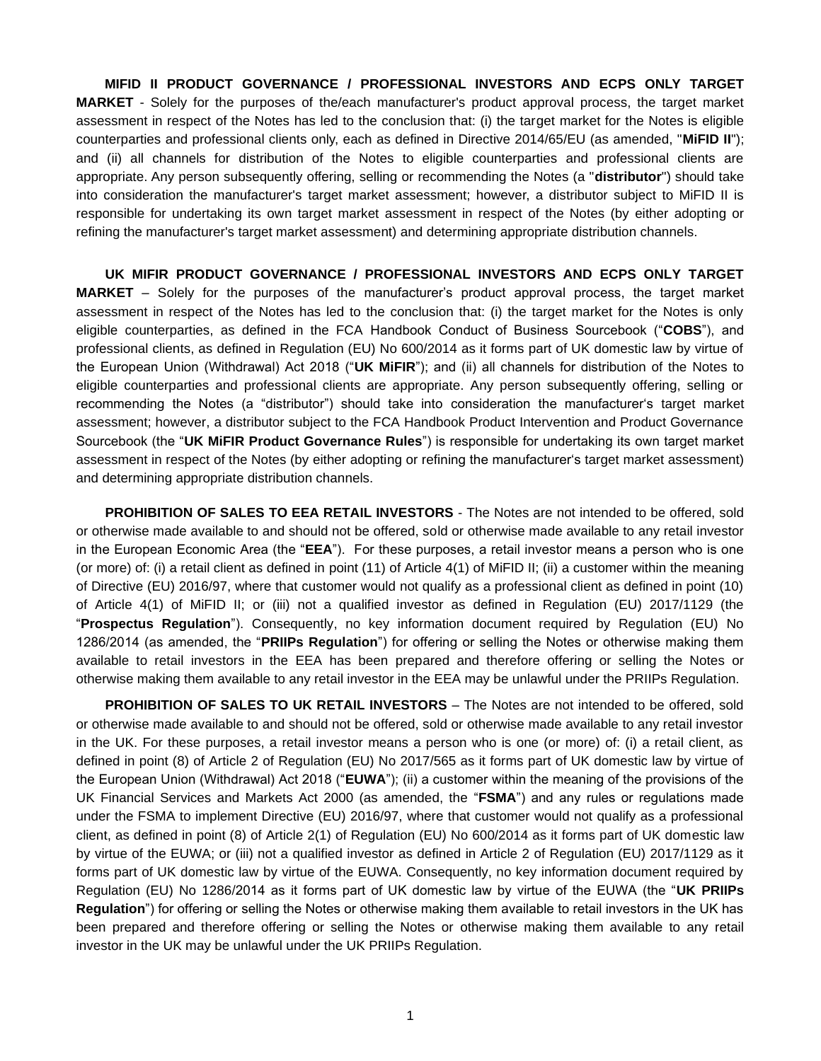**MIFID II PRODUCT GOVERNANCE / PROFESSIONAL INVESTORS AND ECPS ONLY TARGET MARKET** - Solely for the purposes of the/each manufacturer's product approval process, the target market assessment in respect of the Notes has led to the conclusion that: (i) the target market for the Notes is eligible counterparties and professional clients only, each as defined in Directive 2014/65/EU (as amended, "**MiFID II**"); and (ii) all channels for distribution of the Notes to eligible counterparties and professional clients are appropriate. Any person subsequently offering, selling or recommending the Notes (a "**distributor**") should take into consideration the manufacturer's target market assessment; however, a distributor subject to MiFID II is responsible for undertaking its own target market assessment in respect of the Notes (by either adopting or refining the manufacturer's target market assessment) and determining appropriate distribution channels.

**UK MIFIR PRODUCT GOVERNANCE / PROFESSIONAL INVESTORS AND ECPS ONLY TARGET MARKET** – Solely for the purposes of the manufacturer's product approval process, the target market assessment in respect of the Notes has led to the conclusion that: (i) the target market for the Notes is only eligible counterparties, as defined in the FCA Handbook Conduct of Business Sourcebook ("**COBS**"), and professional clients, as defined in Regulation (EU) No 600/2014 as it forms part of UK domestic law by virtue of the European Union (Withdrawal) Act 2018 ("**UK MiFIR**"); and (ii) all channels for distribution of the Notes to eligible counterparties and professional clients are appropriate. Any person subsequently offering, selling or recommending the Notes (a "distributor") should take into consideration the manufacturer's target market assessment; however, a distributor subject to the FCA Handbook Product Intervention and Product Governance Sourcebook (the "**UK MiFIR Product Governance Rules**") is responsible for undertaking its own target market assessment in respect of the Notes (by either adopting or refining the manufacturer's target market assessment) and determining appropriate distribution channels.

**PROHIBITION OF SALES TO EEA RETAIL INVESTORS** - The Notes are not intended to be offered, sold or otherwise made available to and should not be offered, sold or otherwise made available to any retail investor in the European Economic Area (the "**EEA**"). For these purposes, a retail investor means a person who is one (or more) of: (i) a retail client as defined in point (11) of Article 4(1) of MiFID II; (ii) a customer within the meaning of Directive (EU) 2016/97, where that customer would not qualify as a professional client as defined in point (10) of Article 4(1) of MiFID II; or (iii) not a qualified investor as defined in Regulation (EU) 2017/1129 (the "**Prospectus Regulation**"). Consequently, no key information document required by Regulation (EU) No 1286/2014 (as amended, the "**PRIIPs Regulation**") for offering or selling the Notes or otherwise making them available to retail investors in the EEA has been prepared and therefore offering or selling the Notes or otherwise making them available to any retail investor in the EEA may be unlawful under the PRIIPs Regulation.

**PROHIBITION OF SALES TO UK RETAIL INVESTORS** – The Notes are not intended to be offered, sold or otherwise made available to and should not be offered, sold or otherwise made available to any retail investor in the UK. For these purposes, a retail investor means a person who is one (or more) of: (i) a retail client, as defined in point (8) of Article 2 of Regulation (EU) No 2017/565 as it forms part of UK domestic law by virtue of the European Union (Withdrawal) Act 2018 ("**EUWA**"); (ii) a customer within the meaning of the provisions of the UK Financial Services and Markets Act 2000 (as amended, the "**FSMA**") and any rules or regulations made under the FSMA to implement Directive (EU) 2016/97, where that customer would not qualify as a professional client, as defined in point (8) of Article 2(1) of Regulation (EU) No 600/2014 as it forms part of UK domestic law by virtue of the EUWA; or (iii) not a qualified investor as defined in Article 2 of Regulation (EU) 2017/1129 as it forms part of UK domestic law by virtue of the EUWA. Consequently, no key information document required by Regulation (EU) No 1286/2014 as it forms part of UK domestic law by virtue of the EUWA (the "**UK PRIIPs Regulation**") for offering or selling the Notes or otherwise making them available to retail investors in the UK has been prepared and therefore offering or selling the Notes or otherwise making them available to any retail investor in the UK may be unlawful under the UK PRIIPs Regulation.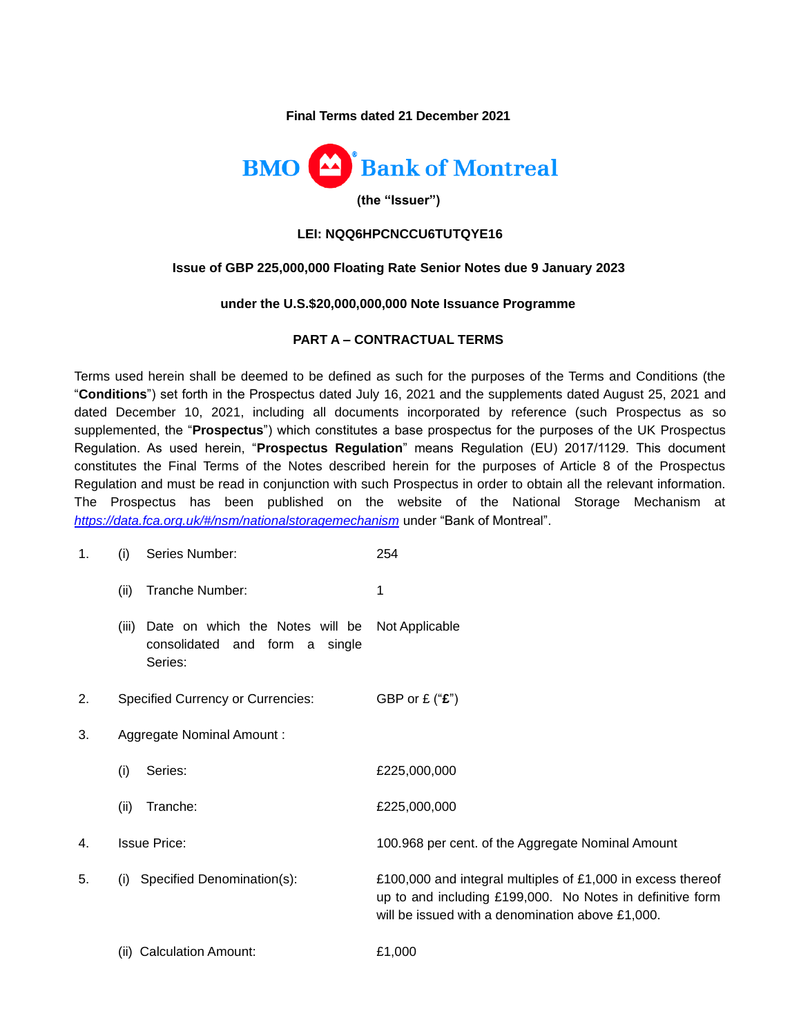**Final Terms dated 21 December 2021**

**BMO Bank of Montreal**

**(the "Issuer")**

**LEI: NQQ6HPCNCCU6TUTQYE16**

**Issue of GBP 225,000,000 Floating Rate Senior Notes due 9 January 2023**

**under the U.S.$20,000,000,000 Note Issuance Programme**

**PART A – CONTRACTUAL TERMS**

Terms used herein shall be deemed to be defined as such for the purposes of the Terms and Conditions (the "**Conditions**") set forth in the Prospectus dated July 16, 2021 and the supplements dated August 25, 2021 and dated December 10, 2021, including all documents incorporated by reference (such Prospectus as so supplemented, the "**Prospectus**") which constitutes a base prospectus for the purposes of the UK Prospectus Regulation. As used herein, "**Prospectus Regulation**" means Regulation (EU) 2017/1129. This document constitutes the Final Terms of the Notes described herein for the purposes of Article 8 of the Prospectus Regulation and must be read in conjunction with such Prospectus in order to obtain all the relevant information. The Prospectus has been published on the website of the National Storage Mechanism at *https://data.fca.org.uk/#/nsm/nationalstoragemechanism* under "Bank of Montreal".

| | | |
|---|---|---|
| 1. | (i) Series Number: | 254 |
| | (ii) Tranche Number: | 1 |
| | (iii) Date on which the Notes will be consolidated and form a single Series: | Not Applicable |
| 2. | Specified Currency or Currencies: | GBP or £ ("**£**") |
| 3. | Aggregate Nominal Amount : | |
| | (i) Series: | £225,000,000 |
| | (ii) Tranche: | £225,000,000 |
| 4. | Issue Price: | 100.968 per cent. of the Aggregate Nominal Amount |
| 5. | (i) Specified Denomination(s): | £100,000 and integral multiples of £1,000 in excess thereof up to and including £199,000. No Notes in definitive form will be issued with a denomination above £1,000. |
| | (ii) Calculation Amount: | £1,000 |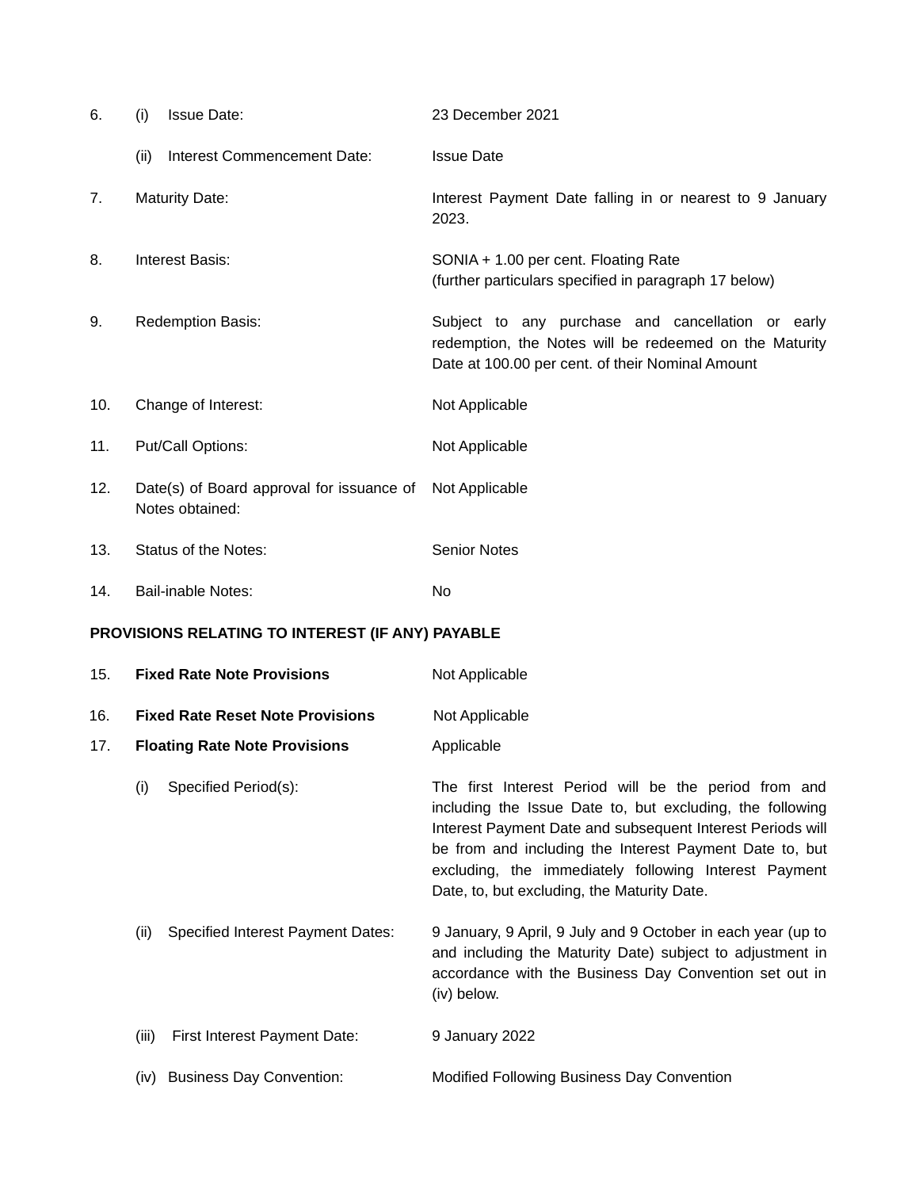| | | |
|---|---|---|
| 6. | (i) Issue Date: | 23 December 2021 |
| | (ii) Interest Commencement Date: | Issue Date |
| 7. | Maturity Date: | Interest Payment Date falling in or nearest to 9 January 2023. |
| 8. | Interest Basis: | SONIA + 1.00 per cent. Floating Rate<br>(further particulars specified in paragraph 17 below) |
| 9. | Redemption Basis: | Subject to any purchase and cancellation or early redemption, the Notes will be redeemed on the Maturity Date at 100.00 per cent. of their Nominal Amount |
| 10. | Change of Interest: | Not Applicable |
| 11. | Put/Call Options: | Not Applicable |
| 12. | Date(s) of Board approval for issuance of Notes obtained: | Not Applicable |
| 13. | Status of the Notes: | Senior Notes |
| 14. | Bail-inable Notes: | No |

**PROVISIONS RELATING TO INTEREST (IF ANY) PAYABLE**

| | | |
|---|---|---|
| 15. | **Fixed Rate Note Provisions** | Not Applicable |
| 16. | **Fixed Rate Reset Note Provisions** | Not Applicable |
| 17. | **Floating Rate Note Provisions** | Applicable |
| | (i) Specified Period(s): | The first Interest Period will be the period from and including the Issue Date to, but excluding, the following Interest Payment Date and subsequent Interest Periods will be from and including the Interest Payment Date to, but excluding, the immediately following Interest Payment Date, to, but excluding, the Maturity Date. |
| | (ii) Specified Interest Payment Dates: | 9 January, 9 April, 9 July and 9 October in each year (up to and including the Maturity Date) subject to adjustment in accordance with the Business Day Convention set out in (iv) below. |
| | (iii) First Interest Payment Date: | 9 January 2022 |
| | (iv) Business Day Convention: | Modified Following Business Day Convention |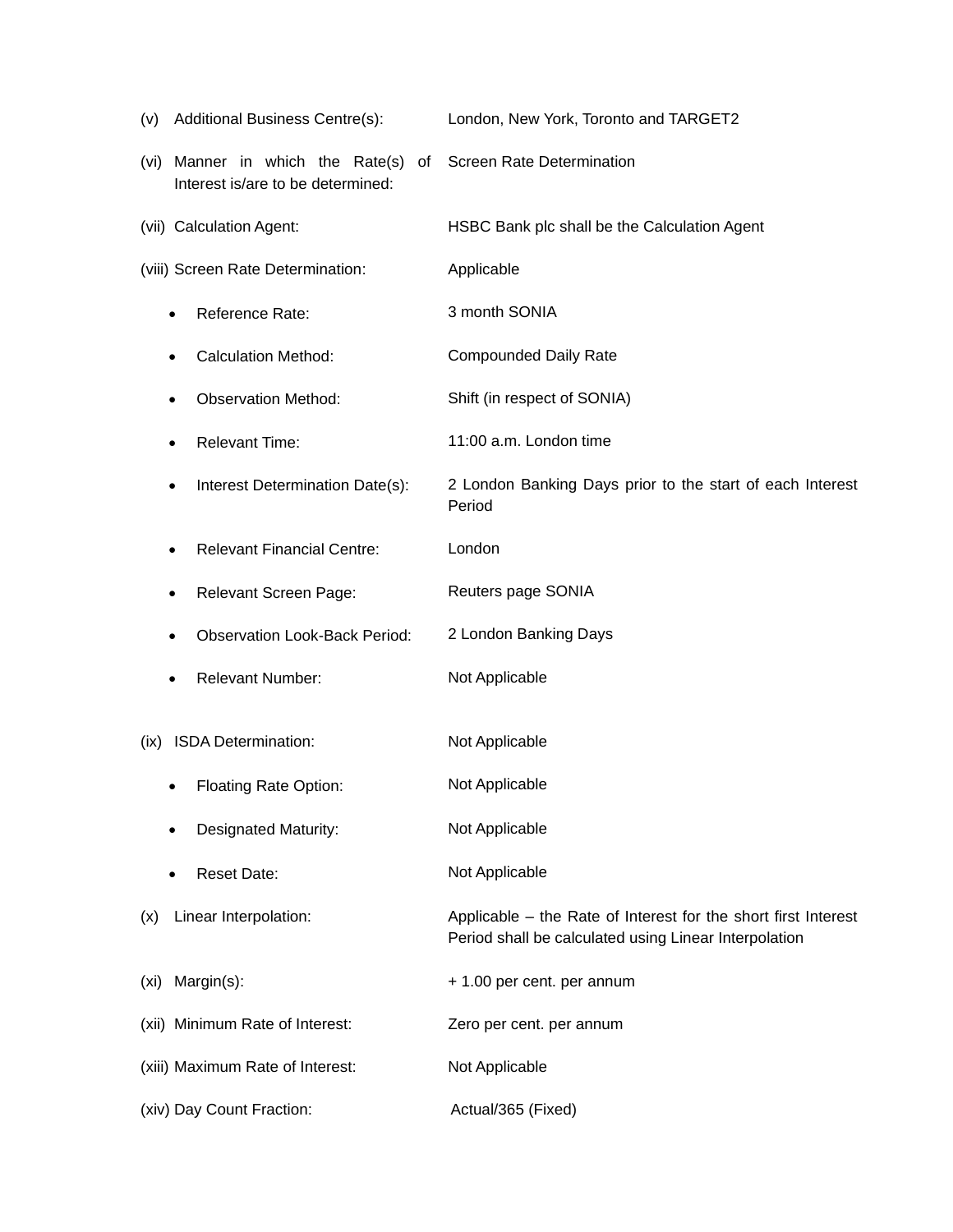| | |
|---|---|
| (v) Additional Business Centre(s): | London, New York, Toronto and TARGET2 |
| (vi) Manner in which the Rate(s) of Interest is/are to be determined: | Screen Rate Determination |
| (vii) Calculation Agent: | HSBC Bank plc shall be the Calculation Agent |
| (viii) Screen Rate Determination: | Applicable |
| • Reference Rate: | 3 month SONIA |
| • Calculation Method: | Compounded Daily Rate |
| • Observation Method: | Shift (in respect of SONIA) |
| • Relevant Time: | 11:00 a.m. London time |
| • Interest Determination Date(s): | 2 London Banking Days prior to the start of each Interest Period |
| • Relevant Financial Centre: | London |
| • Relevant Screen Page: | Reuters page SONIA |
| • Observation Look-Back Period: | 2 London Banking Days |
| • Relevant Number: | Not Applicable |
| (ix) ISDA Determination: | Not Applicable |
| • Floating Rate Option: | Not Applicable |
| • Designated Maturity: | Not Applicable |
| • Reset Date: | Not Applicable |
| (x) Linear Interpolation: | Applicable – the Rate of Interest for the short first Interest Period shall be calculated using Linear Interpolation |
| (xi) Margin(s): | + 1.00 per cent. per annum |
| (xii) Minimum Rate of Interest: | Zero per cent. per annum |
| (xiii) Maximum Rate of Interest: | Not Applicable |
| (xiv) Day Count Fraction: | Actual/365 (Fixed) |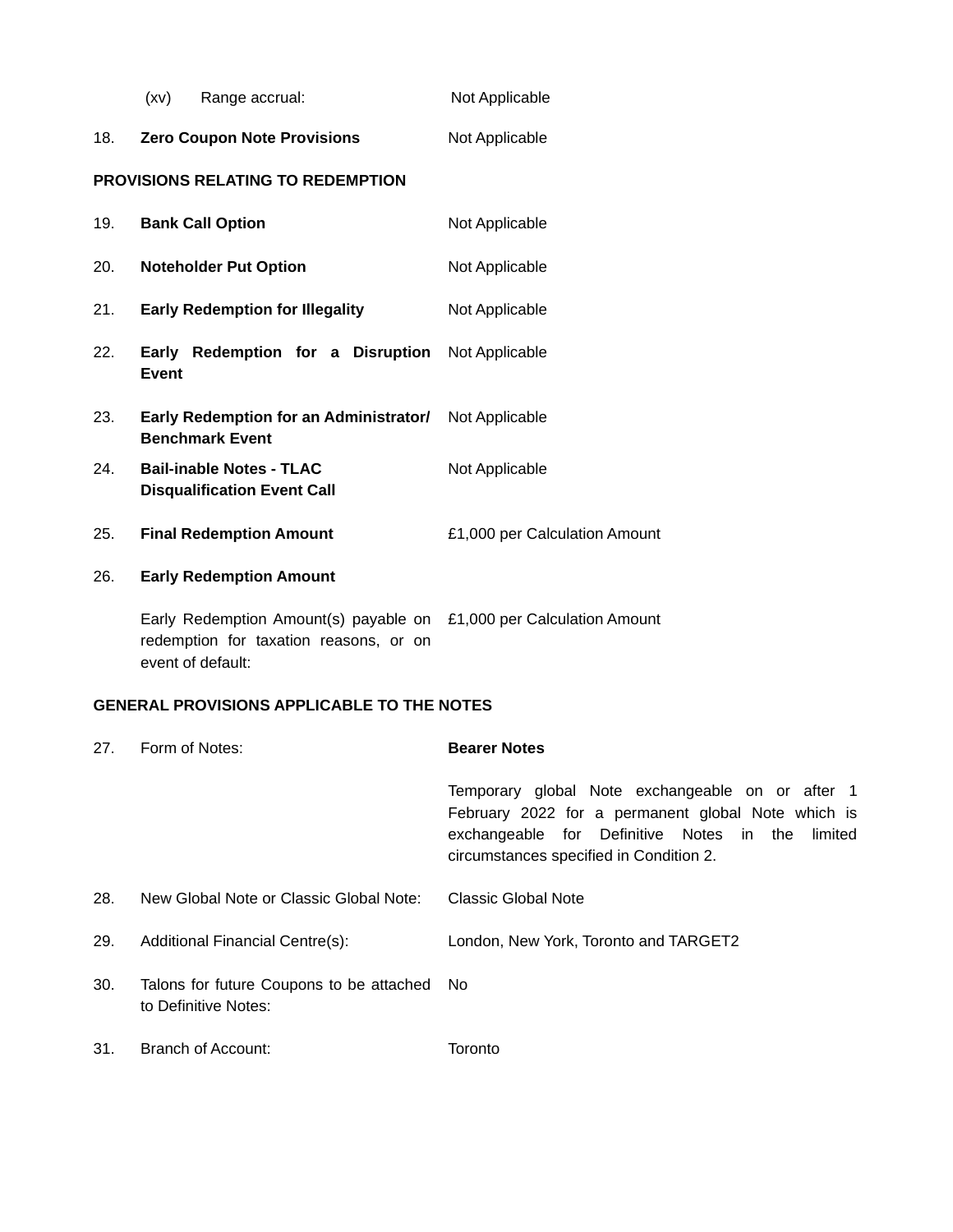| | | |
|---|---|---|
| (xv) | Range accrual: | Not Applicable |
| 18. | **Zero Coupon Note Provisions** | Not Applicable |

**PROVISIONS RELATING TO REDEMPTION**

| | | |
|---|---|---|
| 19. | **Bank Call Option** | Not Applicable |
| 20. | **Noteholder Put Option** | Not Applicable |
| 21. | **Early Redemption for Illegality** | Not Applicable |
| 22. | **Early Redemption for a Disruption Event** | Not Applicable |
| 23. | **Early Redemption for an Administrator/ Benchmark Event** | Not Applicable |
| 24. | **Bail-inable Notes - TLAC Disqualification Event Call** | Not Applicable |
| 25. | **Final Redemption Amount** | £1,000 per Calculation Amount |
| 26. | **Early Redemption Amount** | |
| | Early Redemption Amount(s) payable on redemption for taxation reasons, or on event of default: | £1,000 per Calculation Amount |

**GENERAL PROVISIONS APPLICABLE TO THE NOTES**

| | | |
|---|---|---|
| 27. | Form of Notes: | **Bearer Notes**<br><br>Temporary global Note exchangeable on or after 1 February 2022 for a permanent global Note which is exchangeable for Definitive Notes in the limited circumstances specified in Condition 2. |
| 28. | New Global Note or Classic Global Note: | Classic Global Note |
| 29. | Additional Financial Centre(s): | London, New York, Toronto and TARGET2 |
| 30. | Talons for future Coupons to be attached to Definitive Notes: | No |
| 31. | Branch of Account: | Toronto |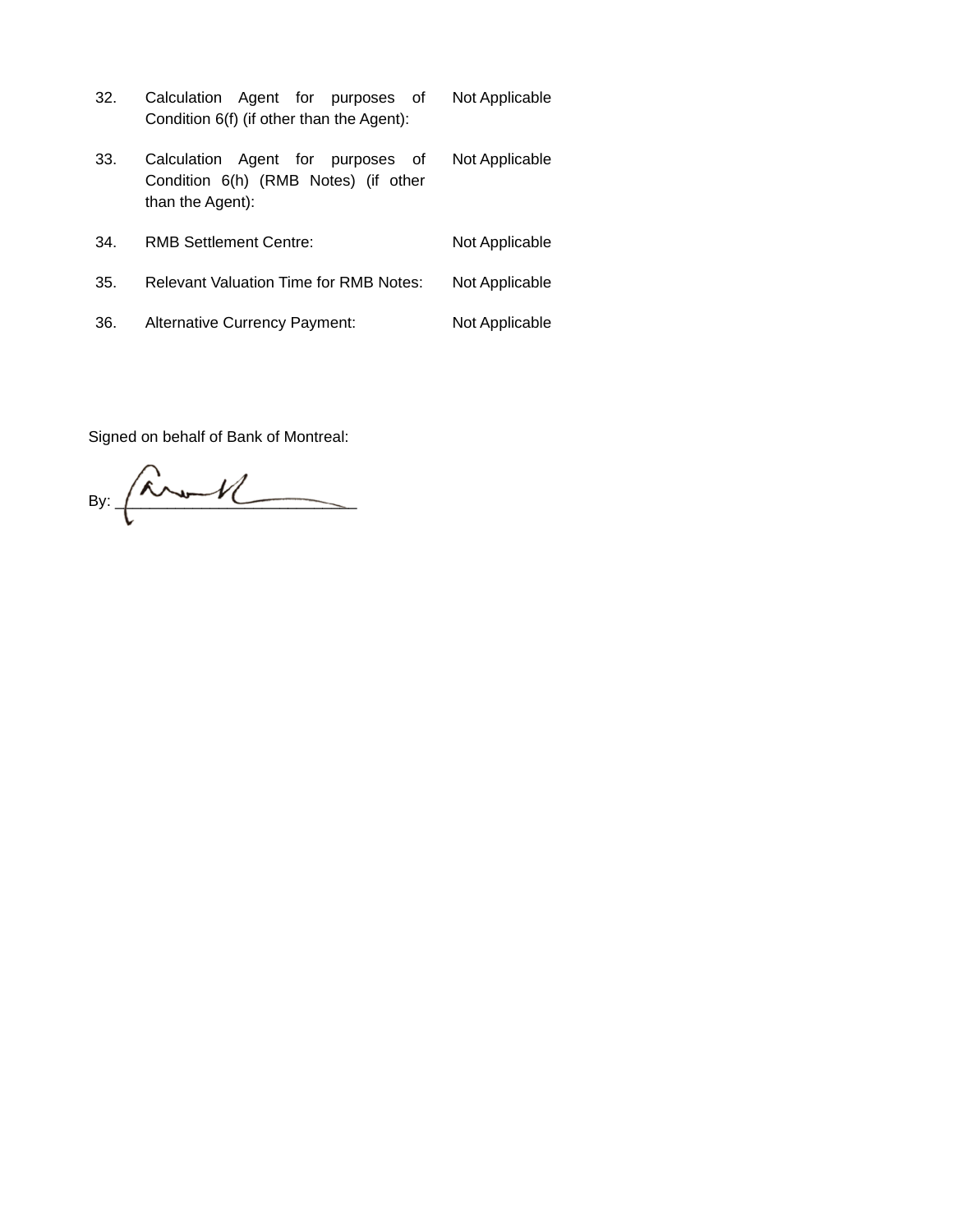| | | |
|---|---|---|
| 32. | Calculation Agent for purposes of Condition 6(f) (if other than the Agent): | Not Applicable |
| 33. | Calculation Agent for purposes of Condition 6(h) (RMB Notes) (if other than the Agent): | Not Applicable |
| 34. | RMB Settlement Centre: | Not Applicable |
| 35. | Relevant Valuation Time for RMB Notes: | Not Applicable |
| 36. | Alternative Currency Payment: | Not Applicable |

Signed on behalf of Bank of Montreal:

By: ____________________________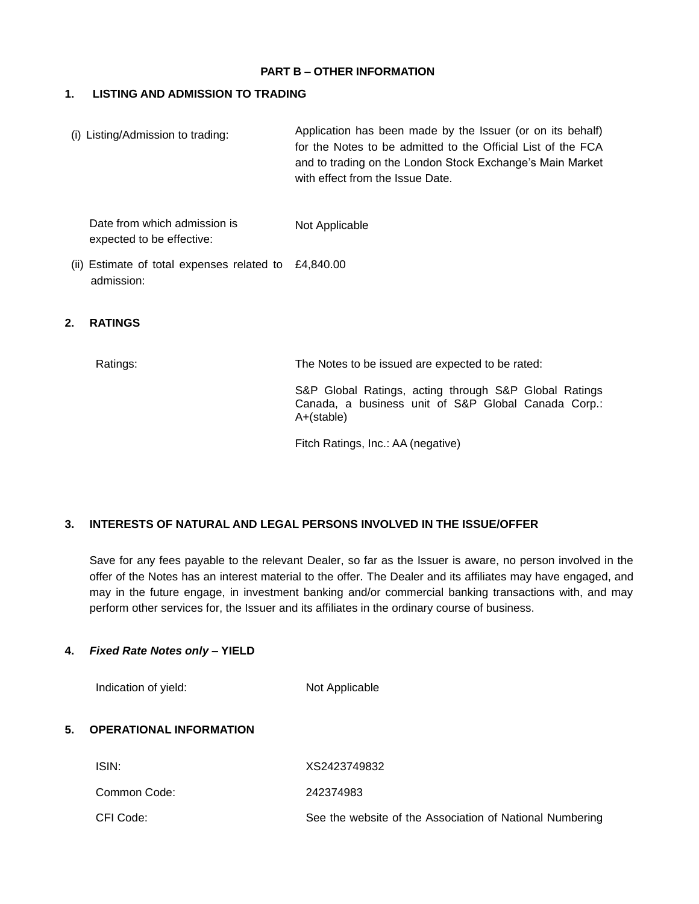**PART B – OTHER INFORMATION**

**1. LISTING AND ADMISSION TO TRADING**

| | |
|---|---|
| (i) Listing/Admission to trading: | Application has been made by the Issuer (or on its behalf) for the Notes to be admitted to the Official List of the FCA and to trading on the London Stock Exchange's Main Market with effect from the Issue Date. |
| Date from which admission is expected to be effective: | Not Applicable |
| (ii) Estimate of total expenses related to admission: | £4,840.00 |

**2. RATINGS**

| | |
|---|---|
| Ratings: | The Notes to be issued are expected to be rated:<br><br>S&P Global Ratings, acting through S&P Global Ratings Canada, a business unit of S&P Global Canada Corp.: A+(stable)<br><br>Fitch Ratings, Inc.: AA (negative) |

**3. INTERESTS OF NATURAL AND LEGAL PERSONS INVOLVED IN THE ISSUE/OFFER**

Save for any fees payable to the relevant Dealer, so far as the Issuer is aware, no person involved in the offer of the Notes has an interest material to the offer. The Dealer and its affiliates may have engaged, and may in the future engage, in investment banking and/or commercial banking transactions with, and may perform other services for, the Issuer and its affiliates in the ordinary course of business.

**4. *Fixed Rate Notes only* – YIELD**

| | |
|---|---|
| Indication of yield: | Not Applicable |

**5. OPERATIONAL INFORMATION**

| | |
|---|---|
| ISIN: | XS2423749832 |
| Common Code: | 242374983 |
| CFI Code: | See the website of the Association of National Numbering |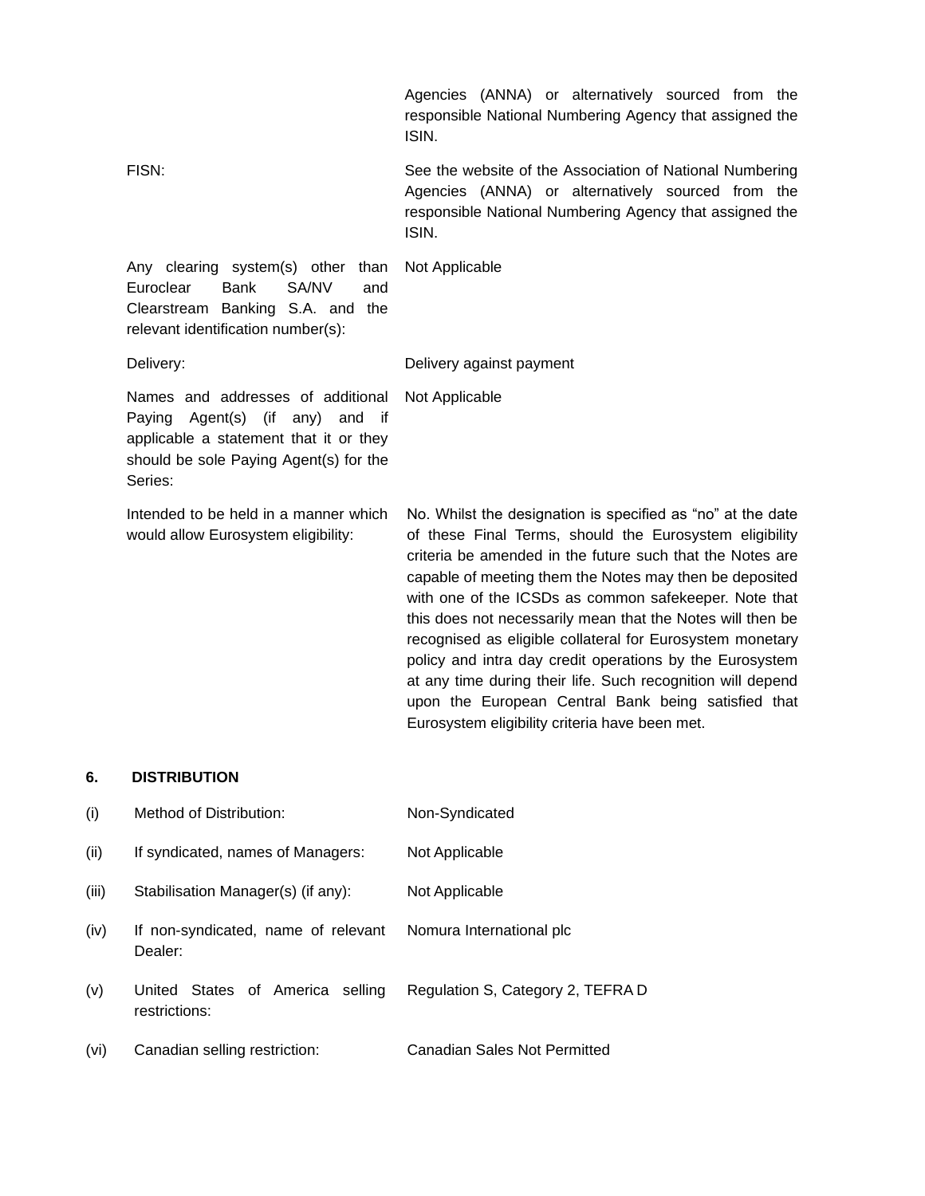| | |
|---|---|
| | Agencies (ANNA) or alternatively sourced from the responsible National Numbering Agency that assigned the ISIN. |
| FISN: | See the website of the Association of National Numbering Agencies (ANNA) or alternatively sourced from the responsible National Numbering Agency that assigned the ISIN. |
| Any clearing system(s) other than Euroclear Bank SA/NV and Clearstream Banking S.A. and the relevant identification number(s): | Not Applicable |
| Delivery: | Delivery against payment |
| Names and addresses of additional Paying Agent(s) (if any) and if applicable a statement that it or they should be sole Paying Agent(s) for the Series: | Not Applicable |
| Intended to be held in a manner which would allow Eurosystem eligibility: | No. Whilst the designation is specified as "no" at the date of these Final Terms, should the Eurosystem eligibility criteria be amended in the future such that the Notes are capable of meeting them the Notes may then be deposited with one of the ICSDs as common safekeeper. Note that this does not necessarily mean that the Notes will then be recognised as eligible collateral for Eurosystem monetary policy and intra day credit operations by the Eurosystem at any time during their life. Such recognition will depend upon the European Central Bank being satisfied that Eurosystem eligibility criteria have been met. |

**6. DISTRIBUTION**

| | | |
|---|---|---|
| (i) | Method of Distribution: | Non-Syndicated |
| (ii) | If syndicated, names of Managers: | Not Applicable |
| (iii) | Stabilisation Manager(s) (if any): | Not Applicable |
| (iv) | If non-syndicated, name of relevant Dealer: | Nomura International plc |
| (v) | United States of America selling restrictions: | Regulation S, Category 2, TEFRA D |
| (vi) | Canadian selling restriction: | Canadian Sales Not Permitted |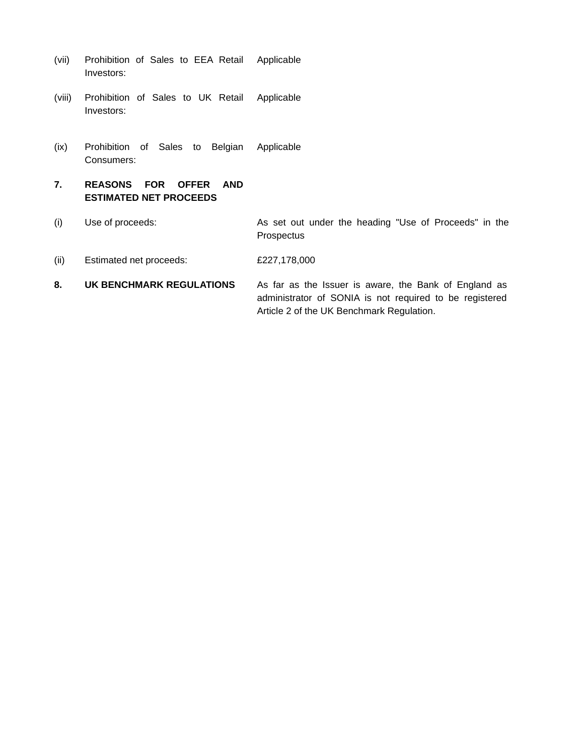| | | |
|---|---|---|
| (vii) | Prohibition of Sales to EEA Retail Investors: | Applicable |
| (viii) | Prohibition of Sales to UK Retail Investors: | Applicable |
| (ix) | Prohibition of Sales to Belgian Consumers: | Applicable |
| **7.** | **REASONS FOR OFFER AND ESTIMATED NET PROCEEDS** | |
| (i) | Use of proceeds: | As set out under the heading "Use of Proceeds" in the Prospectus |
| (ii) | Estimated net proceeds: | £227,178,000 |
| **8.** | **UK BENCHMARK REGULATIONS** | As far as the Issuer is aware, the Bank of England as administrator of SONIA is not required to be registered Article 2 of the UK Benchmark Regulation. |